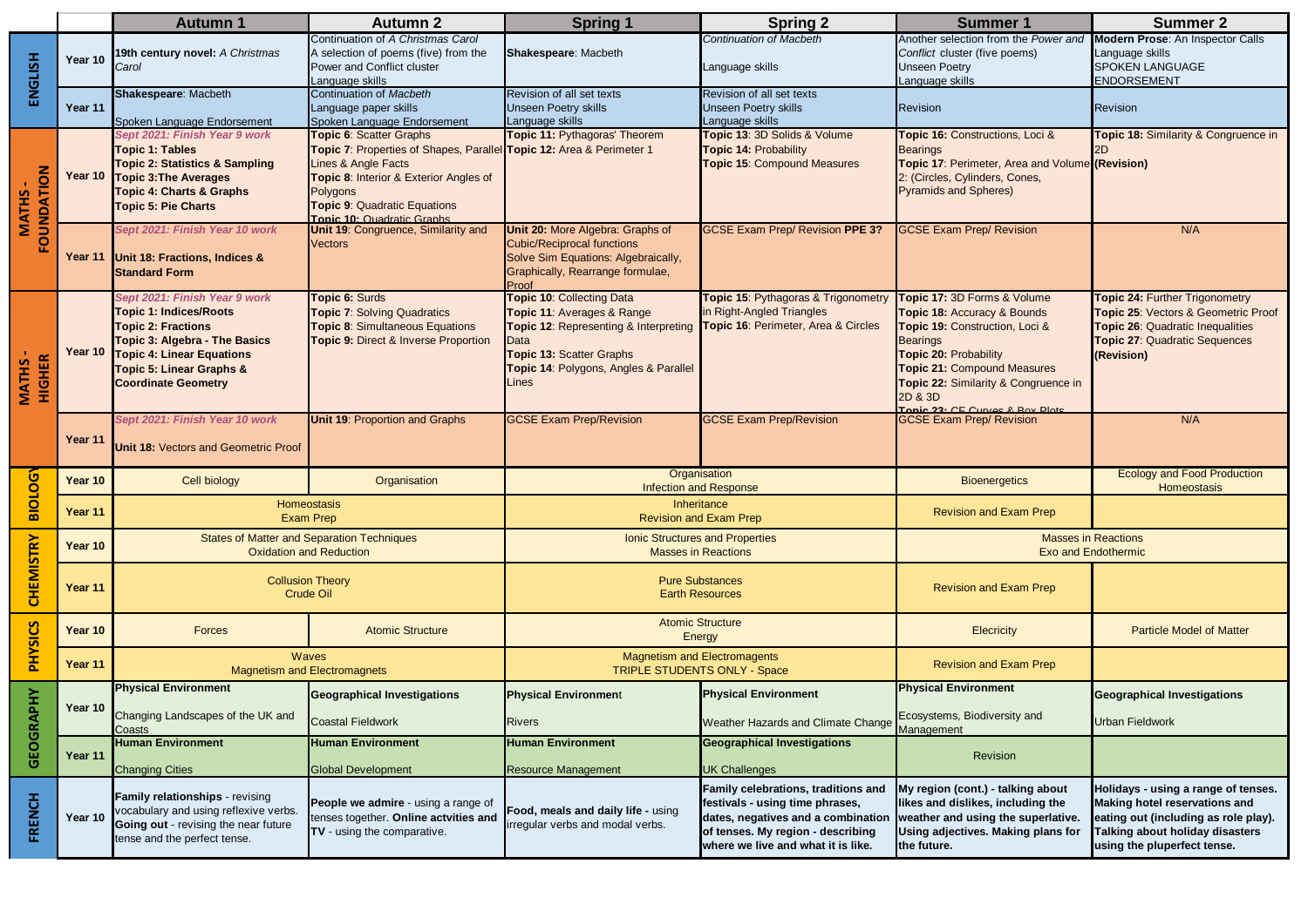| | | Autumn 1 | Autumn 2 | Spring 1 | Spring 2 | Summer 1 | Summer 2 |
|---|---|---|---|---|---|---|---|
| ENGLISH | Year 10 | **19th century novel:** *A Christmas Carol* | Continuation of *A Christmas Carol* A selection of poems (five) from the Power and Conflict cluster Language skills | **Shakespeare**: Macbeth | *Continuation of Macbeth* Language skills | Another selection from the *Power and Conflict* cluster (five poems) Unseen Poetry Language skills | **Modern Prose**: An Inspector Calls Language skills SPOKEN LANGUAGE ENDORSEMENT |
| | Year 11 | **Shakespeare**: Macbeth Spoken Language Endorsement | Continuation of *Macbeth* Language paper skills Spoken Language Endorsement | Revision of all set texts Unseen Poetry skills Language skills | Revision of all set texts Unseen Poetry skills Language skills | Revision | Revision |
| MATHS - FOUNDATION | Year 10 | *Sept 2021: Finish Year 9 work* **Topic 1: Tables** **Topic 2: Statistics & Sampling** **Topic 3:The Averages** **Topic 4: Charts & Graphs** **Topic 5: Pie Charts** | **Topic 6**: Scatter Graphs **Topic 7**: Properties of Shapes, Parallel Lines & Angle Facts **Topic 8**: Interior & Exterior Angles of Polygons **Topic 9**: Quadratic Equations **Topic 10**: Quadratic Graphs | **Topic 11:** Pythagoras' Theorem **Topic 12:** Area & Perimeter 1 | **Topic 13**: 3D Solids & Volume **Topic 14:** Probability **Topic 15**: Compound Measures | **Topic 16:** Constructions, Loci & Bearings **Topic 17**: Perimeter, Area and Volume 2: (Circles, Cylinders, Cones, Pyramids and Spheres) | **Topic 18:** Similarity & Congruence in 2D **(Revision)** |
| | Year 11 | *Sept 2021: Finish Year 10 work* **Unit 18: Fractions, Indices & Standard Form** | **Unit 19**: Congruence, Similarity and Vectors | **Unit 20:** More Algebra: Graphs of Cubic/Reciprocal functions Solve Sim Equations: Algebraically, Graphically, Rearrange formulae, Proof | GCSE Exam Prep/ Revision **PPE 3?** | GCSE Exam Prep/ Revision | N/A |
| MATHS - HIGHER | Year 10 | *Sept 2021: Finish Year 9 work* **Topic 1: Indices/Roots** **Topic 2: Fractions** **Topic 3: Algebra - The Basics** **Topic 4: Linear Equations** **Topic 5: Linear Graphs & Coordinate Geometry** | **Topic 6:** Surds **Topic 7**: Solving Quadratics **Topic 8**: Simultaneous Equations **Topic 9:** Direct & Inverse Proportion | **Topic 10**: Collecting Data **Topic 11**: Averages & Range **Topic 12**: Representing & Interpreting Data **Topic 13:** Scatter Graphs **Topic 14**: Polygons, Angles & Parallel Lines | **Topic 15**: Pythagoras & Trigonometry in Right-Angled Triangles **Topic 16**: Perimeter, Area & Circles | **Topic 17:** 3D Forms & Volume **Topic 18:** Accuracy & Bounds **Topic 19:** Construction, Loci & Bearings **Topic 20:** Probability **Topic 21:** Compound Measures **Topic 22:** Similarity & Congruence in 2D & 3D **Topic 23:** CF Curves & Box Plots | **Topic 24:** Further Trigonometry **Topic 25**: Vectors & Geometric Proof **Topic 26**: Quadratic Inequalities **Topic 27**: Quadratic Sequences **(Revision)** |
| | Year 11 | *Sept 2021: Finish Year 10 work* **Unit 18:** Vectors and Geometric Proof | **Unit 19**: Proportion and Graphs | GCSE Exam Prep/Revision | GCSE Exam Prep/Revision | GCSE Exam Prep/ Revision | N/A |
| BIOLOGY | Year 10 | Cell biology | Organisation | Organisation Infection and Response | | Bioenergetics | Ecology and Food Production Homeostasis |
| | Year 11 | Homeostasis Exam Prep | | Inheritance Revision and Exam Prep | | Revision and Exam Prep | |
| CHEMISTRY | Year 10 | States of Matter and Separation Techniques Oxidation and Reduction | | Ionic Structures and Properties Masses in Reactions | | Masses in Reactions Exo and Endothermic | |
| | Year 11 | Collusion Theory Crude Oil | | Pure Substances Earth Resources | | Revision and Exam Prep | |
| PHYSICS | Year 10 | Forces | Atomic Structure | Atomic Structure Energy | | Elecricity | Particle Model of Matter |
| | Year 11 | Waves Magnetism and Electromagnets | | Magnetism and Electromagents TRIPLE STUDENTS ONLY - Space | | Revision and Exam Prep | |
| GEOGRAPHY | Year 10 | **Physical Environment** Changing Landscapes of the UK and Coasts | **Geographical Investigations** Coastal Fieldwork | **Physical Environment** Rivers | **Physical Environment** Weather Hazards and Climate Change | **Physical Environment** Ecosystems, Biodiversity and Management | **Geographical Investigations** Urban Fieldwork |
| | Year 11 | **Human Environment** Changing Cities | **Human Environment** Global Development | **Human Environment** Resource Management | **Geographical Investigations** UK Challenges | Revision | |
| FRENCH | Year 10 | **Family relationships** - revising vocabulary and using reflexive verbs. **Going out** - revising the near future tense and the perfect tense. | **People we admire** - using a range of tenses together. **Online actvities and TV** - using the comparative. | **Food, meals and daily life** - using irregular verbs and modal verbs. | **Family celebrations, traditions and festivals - using time phrases, dates, negatives and a combination of tenses. My region - describing where we live and what it is like.** | **My region (cont.) - talking about likes and dislikes, including the weather and using the superlative. Using adjectives. Making plans for the future.** | **Holidays - using a range of tenses. Making hotel reservations and eating out (including as role play). Talking about holiday disasters using the pluperfect tense.** |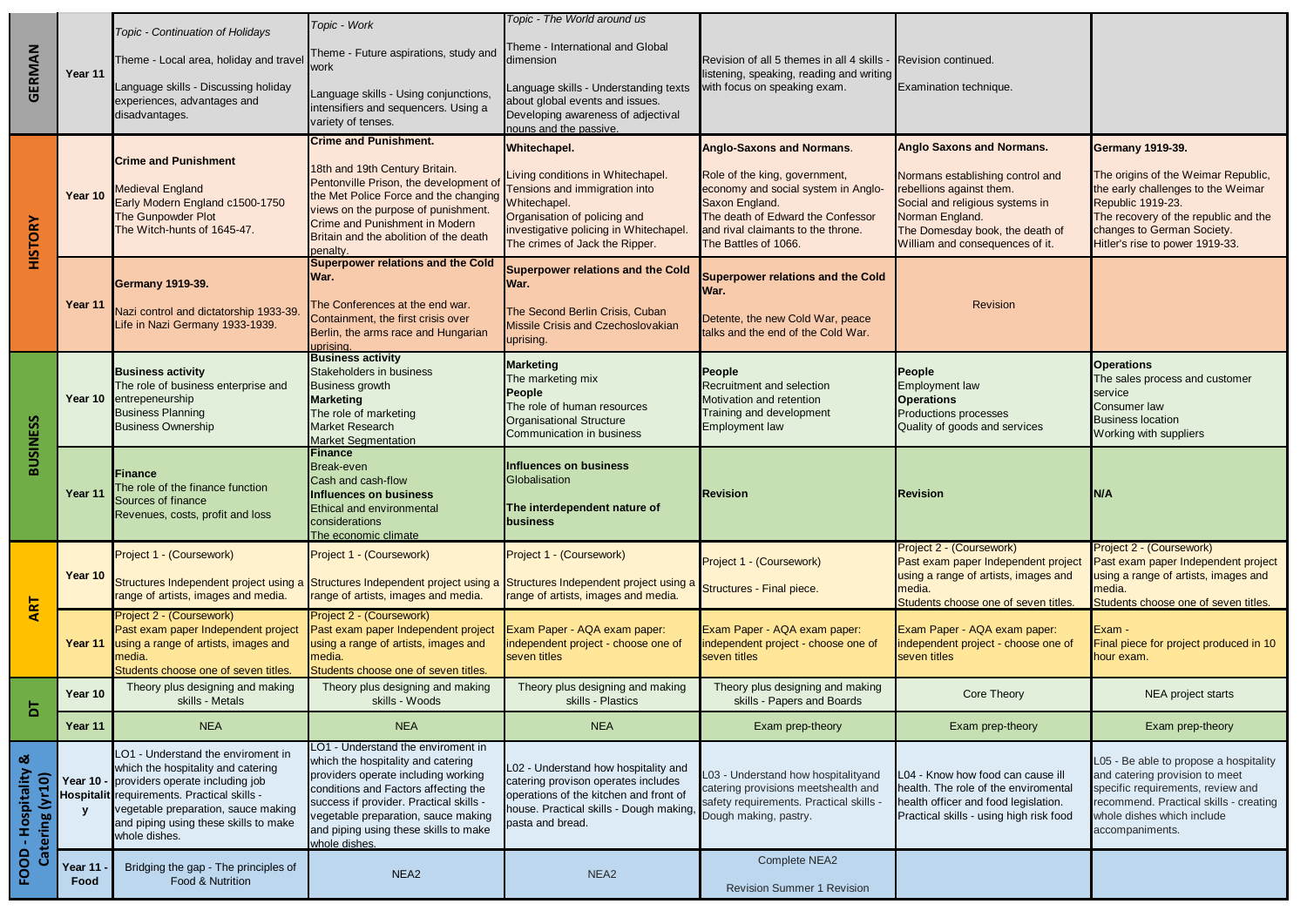| | | | | | | | |
|---|---|---|---|---|---|---|---|
| GERMAN | Year 11 | *Topic - Continuation of Holidays*<br><br>Theme - Local area, holiday and travel<br><br>Language skills - Discussing holiday experiences, advantages and disadvantages. | *Topic - Work*<br><br>Theme - Future aspirations, study and work<br><br>Language skills - Using conjunctions, intensifiers and sequencers. Using a variety of tenses. | *Topic - The World around us*<br><br>Theme - International and Global dimension<br><br>Language skills - Understanding texts about global events and issues. Developing awareness of adjectival nouns and the passive. | Revision of all 5 themes in all 4 skills - listening, speaking, reading and writing with focus on speaking exam. | Revision continued.<br><br>Examination technique. | |
| HISTORY | Year 10 | **Crime and Punishment**<br><br>Medieval England<br>Early Modern England c1500-1750<br>The Gunpowder Plot<br>The Witch-hunts of 1645-47. | **Crime and Punishment.**<br><br>18th and 19th Century Britain.<br>Pentonville Prison, the development of the Met Police Force and the changing views on the purpose of punishment.<br>Crime and Punishment in Modern Britain and the abolition of the death penalty. | **Whitechapel.**<br><br>Living conditions in Whitechapel.<br>Tensions and immigration into Whitechapel.<br>Organisation of policing and investigative policing in Whitechapel.<br>The crimes of Jack the Ripper. | **Anglo-Saxons and Normans**.<br><br>Role of the king, government, economy and social system in Anglo-Saxon England.<br>The death of Edward the Confessor and rival claimants to the throne.<br>The Battles of 1066. | **Anglo Saxons and Normans.**<br><br>Normans establishing control and rebellions against them.<br>Social and religious systems in Norman England.<br>The Domesday book, the death of William and consequences of it. | **Germany 1919-39.**<br><br>The origins of the Weimar Republic, the early challenges to the Weimar Republic 1919-23.<br>The recovery of the republic and the changes to German Society.<br>Hitler's rise to power 1919-33. |
| | Year 11 | **Germany 1919-39.**<br><br>Nazi control and dictatorship 1933-39.<br>Life in Nazi Germany 1933-1939. | **Superpower relations and the Cold War.**<br><br>The Conferences at the end war.<br>Containment, the first crisis over Berlin, the arms race and Hungarian uprising. | **Superpower relations and the Cold War.**<br><br>The Second Berlin Crisis, Cuban Missile Crisis and Czechoslovakian uprising. | **Superpower relations and the Cold War.**<br><br>Detente, the new Cold War, peace talks and the end of the Cold War. | Revision | |
| BUSINESS | Year 10 | **Business activity**<br>The role of business enterprise and entrepeneurship<br>Business Planning<br>Business Ownership | **Business activity**<br>Stakeholders in business<br>Business growth<br>**Marketing**<br>The role of marketing<br>Market Research<br>Market Segmentation | **Marketing**<br>The marketing mix<br>**People**<br>The role of human resources<br>Organisational Structure<br>Communication in business | **People**<br>Recruitment and selection<br>Motivation and retention<br>Training and development<br>Employment law | **People**<br>Employment law<br>**Operations**<br>Productions processes<br>Quality of goods and services | **Operations**<br>The sales process and customer service<br>Consumer law<br>Business location<br>Working with suppliers |
| | Year 11 | **Finance**<br>The role of the finance function<br>Sources of finance<br>Revenues, costs, profit and loss | **Finance**<br>Break-even<br>Cash and cash-flow<br>**Influences on business**<br>Ethical and environmental considerations<br>The economic climate | **Influences on business**<br>Globalisation<br><br>**The interdependent nature of business** | **Revision** | **Revision** | **N/A** |
| ART | Year 10 | Project 1 - (Coursework)<br><br>Structures Independent project using a range of artists, images and media. | Project 1 - (Coursework)<br><br>Structures Independent project using a range of artists, images and media. | Project 1 - (Coursework)<br><br>Structures Independent project using a range of artists, images and media. | Project 1 - (Coursework)<br><br>Structures - Final piece. | Project 2 - (Coursework)<br>Past exam paper Independent project using a range of artists, images and media.<br>Students choose one of seven titles. | Project 2 - (Coursework)<br>Past exam paper Independent project using a range of artists, images and media.<br>Students choose one of seven titles. |
| | Year 11 | Project 2 - (Coursework)<br>Past exam paper Independent project using a range of artists, images and media.<br>Students choose one of seven titles. | Project 2 - (Coursework)<br>Past exam paper Independent project using a range of artists, images and media.<br>Students choose one of seven titles. | Exam Paper - AQA exam paper: independent project - choose one of seven titles | Exam Paper - AQA exam paper: independent project - choose one of seven titles | Exam Paper - AQA exam paper: independent project - choose one of seven titles | Exam -<br>Final piece for project produced in 10 hour exam. |
| DT | Year 10 | Theory plus designing and making skills - Metals | Theory plus designing and making skills - Woods | Theory plus designing and making skills - Plastics | Theory plus designing and making skills - Papers and Boards | Core Theory | NEA project starts |
| | Year 11 | NEA | NEA | NEA | Exam prep-theory | Exam prep-theory | Exam prep-theory |
| FOOD - Hospitality & Catering (yr10) | Year 10 - Hospitality | LO1 - Understand the enviroment in which the hospitality and catering providers operate including job requirements. Practical skills - vegetable preparation, sauce making and piping using these skills to make whole dishes. | LO1 - Understand the enviroment in which the hospitality and catering providers operate including working conditions and Factors affecting the success if provider. Practical skills - vegetable preparation, sauce making and piping using these skills to make whole dishes. | L02 - Understand how hospitality and catering provison operates includes operations of the kitchen and front of house. Practical skills - Dough making, pasta and bread. | L03 - Understand how hospitalityand catering provisions meetshealth and safety requirements. Practical skills - Dough making, pastry. | L04 - Know how food can cause ill health. The role of the enviromental health officer and food legislation. Practical skills - using high risk food | L05 - Be able to propose a hospitality and catering provision to meet specific requirements, review and recommend. Practical skills - creating whole dishes which include accompaniments. |
| | Year 11 - Food | Bridging the gap - The principles of Food & Nutrition | NEA2 | NEA2 | Complete NEA2<br><br>Revision Summer 1 Revision | | |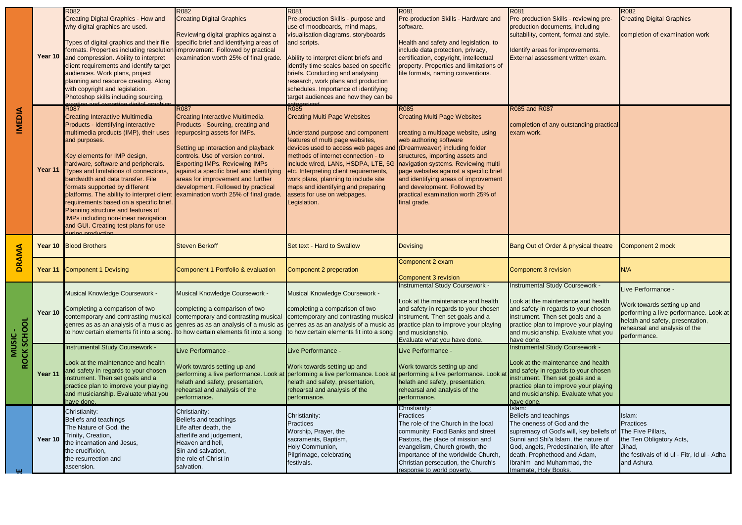| | | | | | | | |
|---|---|---|---|---|---|---|---|
| IMEDIA | Year 10 | R082 Creating Digital Graphics - How and why digital graphics are used. Types of digital graphics and their file formats. Properties including resolution and compression. Ability to interpret client requirements and identify target audiences. Work plans, project planning and resource creating. Along with copyright and legislation. Photoshop skills including sourcing, creating and exporting digital graphics | R082 Creating Digital Graphics Reviewing digital graphics against a specific brief and identifying areas of improvement. Followed by practical examination worth 25% of final grade. | R081 Pre-production Skills - purpose and use of moodboards, mind maps, visualisation diagrams, storyboards and scripts. Ability to interpret client briefs and identify time scales based on specific briefs. Conducting and analysing research, work plans and production schedules. Importance of identifying target audiences and how they can be categorised | R081 Pre-production Skills - Hardware and software. Health and safety and legislation, to include data protection, privacy, certification, copyright, intellectual property. Properties and limitations of file formats, naming conventions. | R081 Pre-production Skills - reviewing pre-production documents, including suitability, content, format and style. Identify areas for improvements. External assessment written exam. | R082 Creating Digital Graphics completion of examination work |
| IMEDIA | Year 11 | R087 Creating Interactive Multimedia Products - Identifying interactive multimedia products (IMP), their uses and purposes. Key elements for IMP design, hardware, software and peripherals. Types and limitations of connections, bandwidth and data transfer. File formats supported by different platforms. The ability to interpret client requirements based on a specific brief. Planning structure and features of IMPs including non-linear navigation and GUI. Creating test plans for use during production | R087 Creating Interactive Multimedia Products - Sourcing, creating and repurposing assets for IMPs. Setting up interaction and playback controls. Use of version control. Exporting IMPs. Reviewing IMPs against a specific brief and identifying areas for improvement and further development. Followed by practical examination worth 25% of final grade. | R085 Creating Multi Page Websites Understand purpose and component features of multi page websites, devices used to access web pages and methods of internet connection - to include wired, LANs, HSDPA, LTE, 5G etc. Interpreting client requirements, work plans, planning to include site maps and identifying and preparing assets for use on webpages. Legislation. | R085 Creating Multi Page Websites creating a multipage website, using web authoring software (Dreamweaver) including folder structures, importing assets and navigation systems. Reviewing multi page websites against a specific brief and identifying areas of improvement and development. Followed by practical examination worth 25% of final grade. | R085 and R087 completion of any outstanding practical exam work. | |
| DRAMA | Year 10 | Blood Brothers | Steven Berkoff | Set text - Hard to Swallow | Devising | Bang Out of Order & physical theatre | Component 2 mock |
| DRAMA | Year 11 | Component 1 Devising | Component 1 Portfolio & evaluation | Component 2 preperation | Component 2 exam Component 3 revision | Component 3 revision | N/A |
| MUSIC - ROCK SCHOOL | Year 10 | Musical Knowledge Coursework - Completing a comparison of two contemporary and contrasting musical genres as as an analysis of a music as to how certain elements fit into a song. | Musical Knowledge Coursework - completing a comparison of two contemporary and contrasting musical genres as as an analysis of a music as to how certain elements fit into a song | Musical Knowledge Coursework - completing a comparison of two contemporary and contrasting musical genres as as an analysis of a music as to how certain elements fit into a song | Instrumental Study Coursework - Look at the maintenance and health and safety in regards to your chosen instrument. Then set goals and a practice plan to improve your playing and musicianship. Evaluate what you have done. | Instrumental Study Coursework - Look at the maintenance and health and safety in regards to your chosen instrument. Then set goals and a practice plan to improve your playing and musicianship. Evaluate what you have done. | Live Performance - Work towards setting up and performing a live performance. Look at helath and safety, presentation, rehearsal and analysis of the performance. |
| MUSIC - ROCK SCHOOL | Year 11 | Instrumental Study Coursework - Look at the maintenance and health and safety in regards to your chosen instrument. Then set goals and a practice plan to improve your playing and musicianship. Evaluate what you have done. | Live Performance - Work towards setting up and performing a live performance. Look at helath and safety, presentation, rehearsal and analysis of the performance. | Live Performance - Work towards setting up and performing a live performance. Look at helath and safety, presentation, rehearsal and analysis of the performance. | Live Performance - Work towards setting up and performing a live performance. Look at helath and safety, presentation, rehearsal and analysis of the performance. | Instrumental Study Coursework - Look at the maintenance and health and safety in regards to your chosen instrument. Then set goals and a practice plan to improve your playing and musicianship. Evaluate what you have done. | |
| RE | Year 10 | Christianity: Beliefs and teachings The Nature of God, the Trinity, Creation, the incarnation and Jesus, the crucifixion, the resurrection and ascension. | Christianity: Beliefs and teachings Life after death, the afterlife and judgement, Heaven and hell, Sin and salvation, the role of Christ in salvation. | Christianity: Practices Worship, Prayer, the sacraments, Baptism, Holy Communion, Pilgrimage, celebrating festivals. | Christianity: Practices The role of the Church in the local community: Food Banks and street Pastors, the place of mission and evangelism, Church growth, the importance of the worldwide Church, Christian persecution, the Church's response to world poverty. | Islam: Beliefs and teachings The oneness of God and the supremacy of God's will, key beliefs of Sunni and Shi'a Islam, the nature of God, angels, Predestination, life after death, Prophethood and Adam, Ibrahim and Muhammad, the Imamate, Holy Books. | Islam: Practices The Five Pillars, the Ten Obligatory Acts, Jihad, the festivals of Id ul - Fitr, Id ul - Adha and Ashura |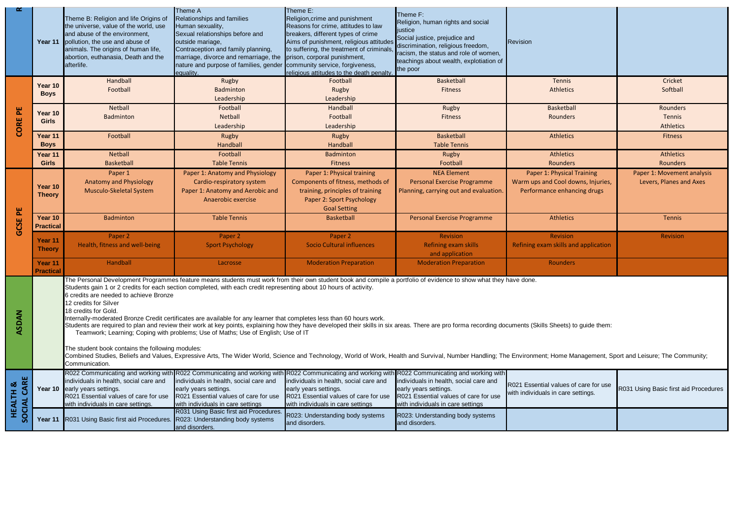| | | | | | | | |
|---|---|---|---|---|---|---|---|
| R | Year 11 | Theme B: Religion and life Origins of the universe, value of the world, use and abuse of the environment, pollution, the use and abuse of animals. The origins of human life, abortion, euthanasia, Death and the afterlife. | Theme A Relationships and families Human sexuality, Sexual relationships before and outside mariage, Contraception and family planning, marriage, divorce and remarriage, the nature and purpose of families, gender equality. | Theme E: Religion,crime and punishment Reasons for crime, attitudes to law breakers, different types of crime Aims of punishment, religious attitudes to suffering, the treatment of criminals, prison, corporal punishment, community service, forgiveness, religious attitudes to the death penalty. | Theme F: Religion, human rights and social justice Social justice, prejudice and discrimination, religious freedom, racism, the status and role of women, teachings about wealth, explotiation of the poor | Revision | |
| CORE PE | Year 10 Boys | Handball Football | Rugby Badminton Leadership | Football Rugby Leadership | Basketball Fitness | Tennis Athletics | Cricket Softball |
| | Year 10 Girls | Netball Badminton | Football Netball Leadership | Handball Football Leadership | Rugby Fitness | Basketball Rounders | Rounders Tennis Athletics |
| | Year 11 Boys | Football | Rugby Handball | Rugby Handball | Basketball Table Tennis | Athletics | Fitness |
| | Year 11 Girls | Netball Basketball | Football Table Tennis | Badminton Fitness | Rugby Football | Athletics Rounders | Athletics Rounders |
| GCSE PE | Year 10 Theory | Paper 1 Anatomy and Physiology Musculo-Skeletal System | Paper 1: Anatomy and Physiology Cardio-respiratory system Paper 1: Anatomy and Aerobic and Anaerobic exercise | Paper 1: Physical training Components of fitness, methods of training, principles of training Paper 2: Sport Psychology Goal Setting | NEA Element Personal Exercise Programme Planning, carrying out and evaluation. | Paper 1: Physical Training Warm ups and Cool downs, Injuries, Performance enhancing drugs | Paper 1: Movement analysis Levers, Planes and Axes |
| | Year 10 Practical | Badminton | Table Tennis | Basketball | Personal Exercise Programme | Athletics | Tennis |
| | Year 11 Theory | Paper 2 Health, fitness and well-being | Paper 2 Sport Psychology | Paper 2 Socio Cultural influences | Revision Refining exam skills and application | Revision Refining exam skills and application | Revision |
| | Year 11 Practical | Handball | Lacrosse | Moderation Preparation | Moderation Preparation | Rounders | |
| ASDAN | | The Personal Development Programmes feature means students must work from their own student book and compile a portfolio of evidence to show what they have done. Students gain 1 or 2 credits for each section completed, with each credit representing about 10 hours of activity. 6 credits are needed to achieve Bronze 12 credits for Silver 18 credits for Gold. Internally-moderated Bronze Credit certificates are available for any learner that completes less than 60 hours work. Students are required to plan and review their work at key points, explaining how they have developed their skills in six areas. There are pro forma recording documents (Skills Sheets) to guide them: Teamwork; Learning; Coping with problems; Use of Maths; Use of English; Use of IT The student book contains the following modules: Combined Studies, Beliefs and Values, Expressive Arts, The Wider World, Science and Technology, World of Work, Health and Survival, Number Handling; The Environment; Home Management, Sport and Leisure; The Community; Communication. | | | | | |
| HEALTH & SOCIAL CARE | Year 10 | R022 Communicating and working with individuals in health, social care and early years settings. R021 Essential values of care for use with individuals in care settings. | R022 Communicating and working with individuals in health, social care and early years settings. R021 Essential values of care for use with individuals in care settings | R022 Communicating and working with individuals in health, social care and early years settings. R021 Essential values of care for use with individuals in care settings | R022 Communicating and working with individuals in health, social care and early years settings. R021 Essential values of care for use with individuals in care settings | R021 Essential values of care for use with individuals in care settings. | R031 Using Basic first aid Procedures |
| | Year 11 | R031 Using Basic first aid Procedures. | R031 Using Basic first aid Procedures. R023: Understanding body systems and disorders. | R023: Understanding body systems and disorders. | R023: Understanding body systems and disorders. | | |